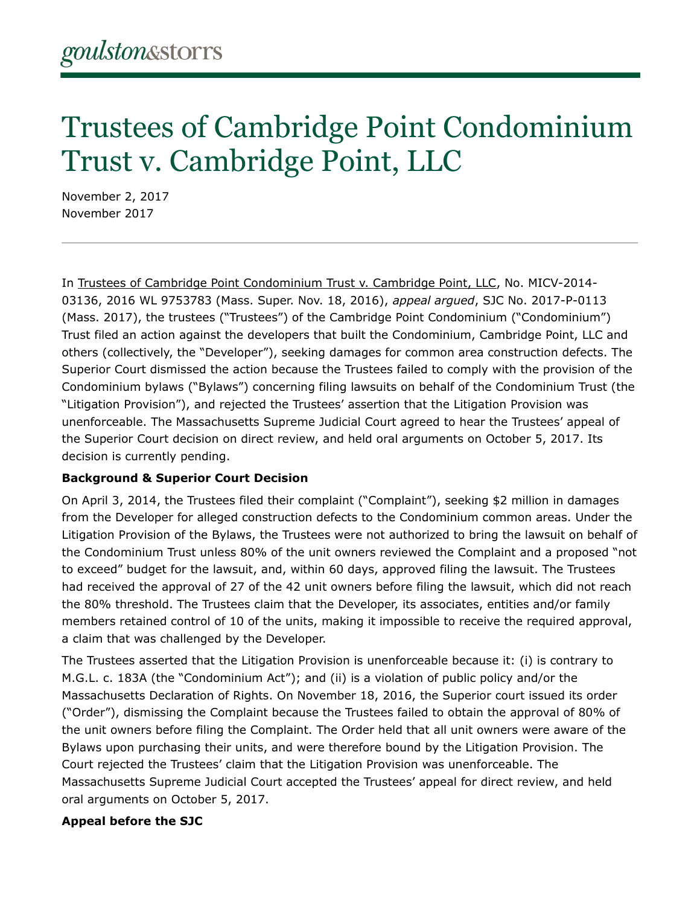goulston&storrs

# Trustees of Cambridge Point Condominium Trust v. Cambridge Point, LLC

November 2, 2017
November 2017

---

In Trustees of Cambridge Point Condominium Trust v. Cambridge Point, LLC, No. MICV-2014-03136, 2016 WL 9753783 (Mass. Super. Nov. 18, 2016), *appeal argued*, SJC No. 2017-P-0113 (Mass. 2017), the trustees ("Trustees") of the Cambridge Point Condominium ("Condominium") Trust filed an action against the developers that built the Condominium, Cambridge Point, LLC and others (collectively, the "Developer"), seeking damages for common area construction defects. The Superior Court dismissed the action because the Trustees failed to comply with the provision of the Condominium bylaws ("Bylaws") concerning filing lawsuits on behalf of the Condominium Trust (the "Litigation Provision"), and rejected the Trustees' assertion that the Litigation Provision was unenforceable. The Massachusetts Supreme Judicial Court agreed to hear the Trustees' appeal of the Superior Court decision on direct review, and held oral arguments on October 5, 2017. Its decision is currently pending.

**Background & Superior Court Decision**

On April 3, 2014, the Trustees filed their complaint ("Complaint"), seeking $2 million in damages from the Developer for alleged construction defects to the Condominium common areas. Under the Litigation Provision of the Bylaws, the Trustees were not authorized to bring the lawsuit on behalf of the Condominium Trust unless 80% of the unit owners reviewed the Complaint and a proposed "not to exceed" budget for the lawsuit, and, within 60 days, approved filing the lawsuit. The Trustees had received the approval of 27 of the 42 unit owners before filing the lawsuit, which did not reach the 80% threshold. The Trustees claim that the Developer, its associates, entities and/or family members retained control of 10 of the units, making it impossible to receive the required approval, a claim that was challenged by the Developer.

The Trustees asserted that the Litigation Provision is unenforceable because it: (i) is contrary to M.G.L. c. 183A (the "Condominium Act"); and (ii) is a violation of public policy and/or the Massachusetts Declaration of Rights. On November 18, 2016, the Superior court issued its order ("Order"), dismissing the Complaint because the Trustees failed to obtain the approval of 80% of the unit owners before filing the Complaint. The Order held that all unit owners were aware of the Bylaws upon purchasing their units, and were therefore bound by the Litigation Provision. The Court rejected the Trustees' claim that the Litigation Provision was unenforceable. The Massachusetts Supreme Judicial Court accepted the Trustees' appeal for direct review, and held oral arguments on October 5, 2017.

**Appeal before the SJC**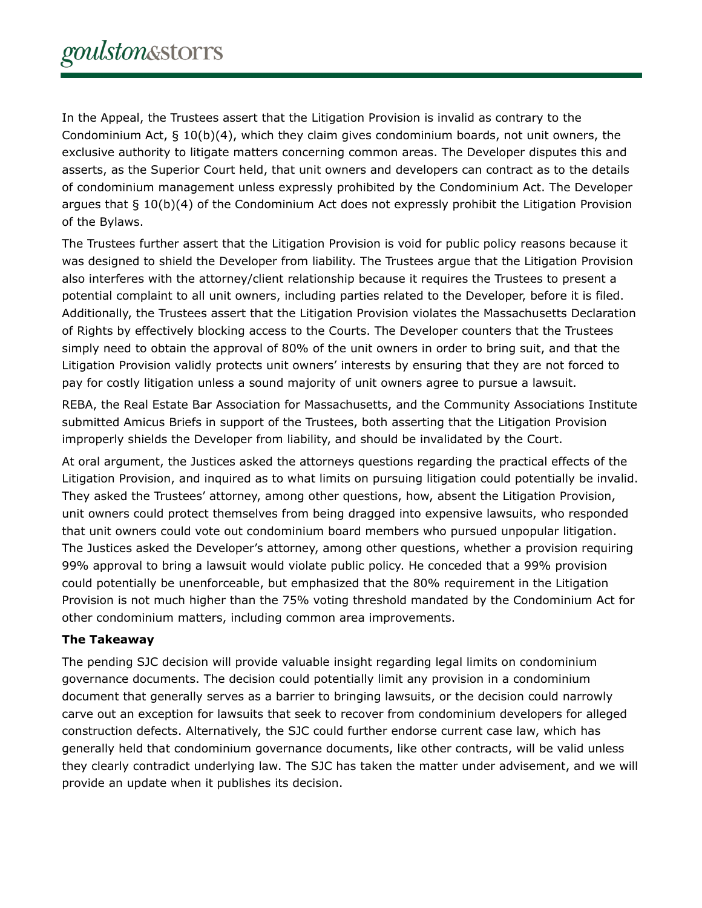In the Appeal, the Trustees assert that the Litigation Provision is invalid as contrary to the Condominium Act, § 10(b)(4), which they claim gives condominium boards, not unit owners, the exclusive authority to litigate matters concerning common areas. The Developer disputes this and asserts, as the Superior Court held, that unit owners and developers can contract as to the details of condominium management unless expressly prohibited by the Condominium Act. The Developer argues that § 10(b)(4) of the Condominium Act does not expressly prohibit the Litigation Provision of the Bylaws.

The Trustees further assert that the Litigation Provision is void for public policy reasons because it was designed to shield the Developer from liability. The Trustees argue that the Litigation Provision also interferes with the attorney/client relationship because it requires the Trustees to present a potential complaint to all unit owners, including parties related to the Developer, before it is filed. Additionally, the Trustees assert that the Litigation Provision violates the Massachusetts Declaration of Rights by effectively blocking access to the Courts. The Developer counters that the Trustees simply need to obtain the approval of 80% of the unit owners in order to bring suit, and that the Litigation Provision validly protects unit owners' interests by ensuring that they are not forced to pay for costly litigation unless a sound majority of unit owners agree to pursue a lawsuit.

REBA, the Real Estate Bar Association for Massachusetts, and the Community Associations Institute submitted Amicus Briefs in support of the Trustees, both asserting that the Litigation Provision improperly shields the Developer from liability, and should be invalidated by the Court.

At oral argument, the Justices asked the attorneys questions regarding the practical effects of the Litigation Provision, and inquired as to what limits on pursuing litigation could potentially be invalid. They asked the Trustees' attorney, among other questions, how, absent the Litigation Provision, unit owners could protect themselves from being dragged into expensive lawsuits, who responded that unit owners could vote out condominium board members who pursued unpopular litigation. The Justices asked the Developer's attorney, among other questions, whether a provision requiring 99% approval to bring a lawsuit would violate public policy. He conceded that a 99% provision could potentially be unenforceable, but emphasized that the 80% requirement in the Litigation Provision is not much higher than the 75% voting threshold mandated by the Condominium Act for other condominium matters, including common area improvements.

**The Takeaway**

The pending SJC decision will provide valuable insight regarding legal limits on condominium governance documents. The decision could potentially limit any provision in a condominium document that generally serves as a barrier to bringing lawsuits, or the decision could narrowly carve out an exception for lawsuits that seek to recover from condominium developers for alleged construction defects. Alternatively, the SJC could further endorse current case law, which has generally held that condominium governance documents, like other contracts, will be valid unless they clearly contradict underlying law. The SJC has taken the matter under advisement, and we will provide an update when it publishes its decision.